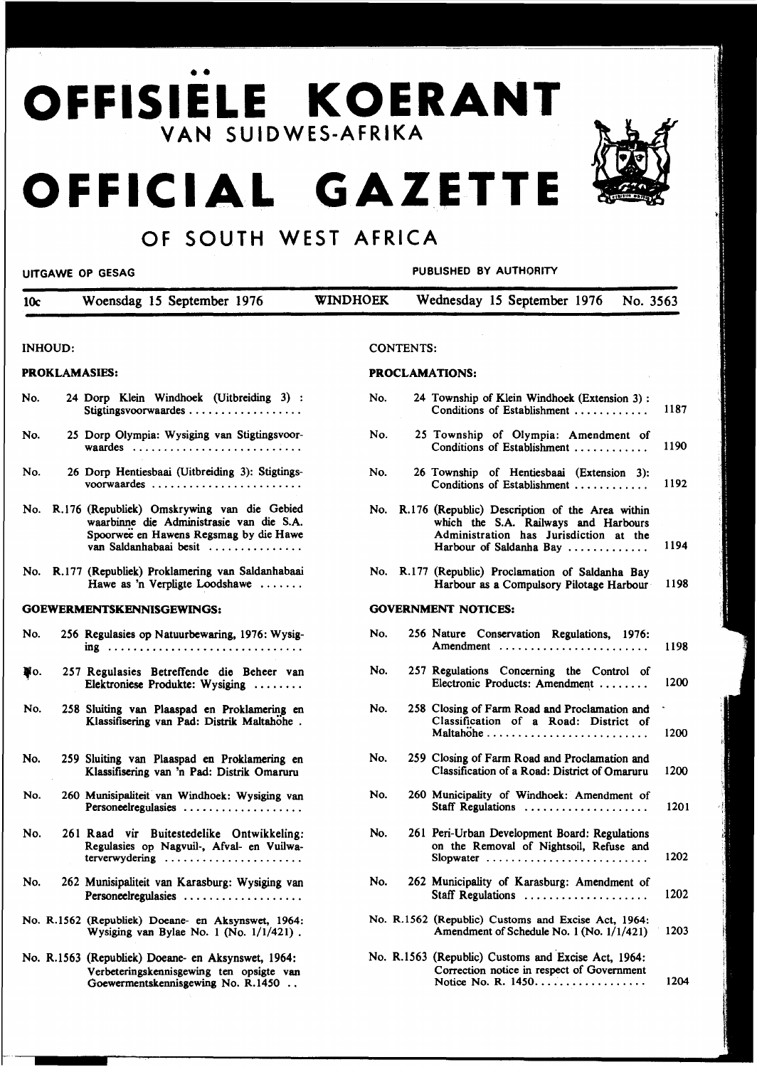# OFFISIËLE KOERANT
## VAN SUIDWES-AFRIKA

# OFFICIAL GAZETTE
## OF SOUTH WEST AFRICA

UITGAWE OP GESAG — PUBLISHED BY AUTHORITY

10c — Woensdag 15 September 1976 — WINDHOEK — Wednesday 15 September 1976 — No. 3563

### INHOUD:

#### PROKLAMASIES:

No. 24 Dorp Klein Windhoek (Uitbreiding 3): Stigtingsvoorwaardes

No. 25 Dorp Olympia: Wysiging van Stigtingsvoorwaardes

No. 26 Dorp Hentiesbaai (Uitbreiding 3): Stigtingsvoorwaardes

No. R.176 (Republiek) Omskrywing van die Gebied waarbinne die Administrasie van die S.A. Spoorweë en Hawens Regsmag by die Hawe van Saldanhabaai besit

No. R.177 (Republiek) Proklamering van Saldanhabaai Hawe as 'n Verpligte Loodshawe

#### GOEWERMENTSKENNISGEWINGS:

No. 256 Regulasies op Natuurbewaring, 1976: Wysiging

No. 257 Regulasies Betreffende die Beheer van Elektroniese Produkte: Wysiging

No. 258 Sluiting van Plaaspad en Proklamering en Klassifisering van Pad: Distrik Maltahöhe

No. 259 Sluiting van Plaaspad en Proklamering en Klassifisering van 'n Pad: Distrik Omaruru

No. 260 Munisipaliteit van Windhoek: Wysiging van Personeelregulasies

No. 261 Raad vir Buitestedelike Ontwikkeling: Regulasies op Nagvuil-, Afval- en Vuilwaterverwydering

No. 262 Munisipaliteit van Karasburg: Wysiging van Personeelregulasies

No. R.1562 (Republiek) Doeane- en Aksynswet, 1964: Wysiging van Bylae No. 1 (No. 1/1/421)

No. R.1563 (Republiek) Doeane- en Aksynswet, 1964: Verbeteringskennisgewing ten opsigte van Goewermentskennisgewing No. R.1450

### CONTENTS:

#### PROCLAMATIONS:

| | | |
|---|---|---|
| No. 24 | Township of Klein Windhoek (Extension 3): Conditions of Establishment | 1187 |
| No. 25 | Township of Olympia: Amendment of Conditions of Establishment | 1190 |
| No. 26 | Township of Hentiesbaai (Extension 3): Conditions of Establishment | 1192 |
| No. R.176 | (Republic) Description of the Area within which the S.A. Railways and Harbours Administration has Jurisdiction at the Harbour of Saldanha Bay | 1194 |
| No. R.177 | (Republic) Proclamation of Saldanha Bay Harbour as a Compulsory Pilotage Harbour | 1198 |

#### GOVERNMENT NOTICES:

| | | |
|---|---|---|
| No. 256 | Nature Conservation Regulations, 1976: Amendment | 1198 |
| No. 257 | Regulations Concerning the Control of Electronic Products: Amendment | 1200 |
| No. 258 | Closing of Farm Road and Proclamation and Classification of a Road: District of Maltahöhe | 1200 |
| No. 259 | Closing of Farm Road and Proclamation and Classification of a Road: District of Omaruru | 1200 |
| No. 260 | Municipality of Windhoek: Amendment of Staff Regulations | 1201 |
| No. 261 | Peri-Urban Development Board: Regulations on the Removal of Nightsoil, Refuse and Slopwater | 1202 |
| No. 262 | Municipality of Karasburg: Amendment of Staff Regulations | 1202 |
| No. R.1562 | (Republic) Customs and Excise Act, 1964: Amendment of Schedule No. 1 (No. 1/1/421) | 1203 |
| No. R.1563 | (Republic) Customs and Excise Act, 1964: Correction notice in respect of Government Notice No. R. 1450 | 1204 |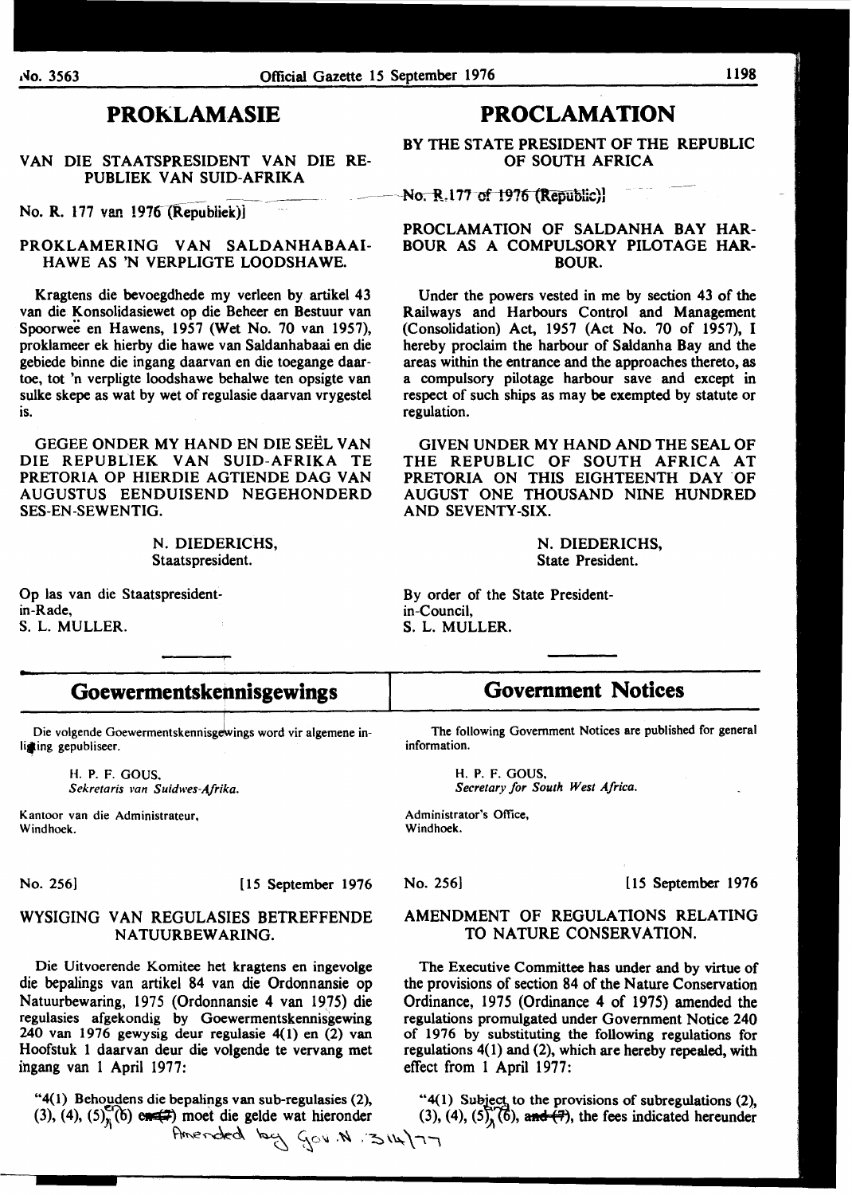# PROKLAMASIE

VAN DIE STAATSPRESIDENT VAN DIE REPUBLIEK VAN SUID-AFRIKA

No. R. 177 van 1976 (Republiek)]

PROKLAMERING VAN SALDANHABAAI-HAWE AS 'N VERPLIGTE LOODSHAWE.

Kragtens die bevoegdhede my verleen by artikel 43 van die Konsolidasiewet op die Beheer en Bestuur van Spoorweë en Hawens, 1957 (Wet No. 70 van 1957), proklameer ek hierby die hawe van Saldanhabaai en die gebiede binne die ingang daarvan en die toegange daartoe, tot 'n verpligte loodshawe behalwe ten opsigte van sulke skepe as wat by wet of regulasie daarvan vrygestel is.

GEGEE ONDER MY HAND EN DIE SEËL VAN DIE REPUBLIEK VAN SUID-AFRIKA TE PRETORIA OP HIERDIE AGTIENDE DAG VAN AUGUSTUS EENDUISEND NEGEHONDERD SES-EN-SEWENTIG.

N. DIEDERICHS,
Staatspresident.

Op las van die Staatspresident-in-Rade,
S. L. MULLER.

# PROCLAMATION

BY THE STATE PRESIDENT OF THE REPUBLIC OF SOUTH AFRICA

No. R.177 of 1976 (Republic)]

PROCLAMATION OF SALDANHA BAY HARBOUR AS A COMPULSORY PILOTAGE HARBOUR.

Under the powers vested in me by section 43 of the Railways and Harbours Control and Management (Consolidation) Act, 1957 (Act No. 70 of 1957), I hereby proclaim the harbour of Saldanha Bay and the areas within the entrance and the approaches thereto, as a compulsory pilotage harbour save and except in respect of such ships as may be exempted by statute or regulation.

GIVEN UNDER MY HAND AND THE SEAL OF THE REPUBLIC OF SOUTH AFRICA AT PRETORIA ON THIS EIGHTEENTH DAY OF AUGUST ONE THOUSAND NINE HUNDRED AND SEVENTY-SIX.

N. DIEDERICHS,
State President.

By order of the State President-in-Council,
S. L. MULLER.

## Goewermentskennisgewings

Die volgende Goewermentskennisgewings word vir algemene inligting gepubliseer.

H. P. F. GOUS,
*Sekretaris van Suidwes-Afrika.*

Kantoor van die Administrateur,
Windhoek.

No. 256] [15 September 1976

WYSIGING VAN REGULASIES BETREFFENDE NATUURBEWARING.

Die Uitvoerende Komitee het kragtens en ingevolge die bepalings van artikel 84 van die Ordonnansie op Natuurbewaring, 1975 (Ordonnansie 4 van 1975) die regulasies afgekondig by Goewermentskennisgewing 240 van 1976 gewysig deur regulasie 4(1) en (2) van Hoofstuk 1 daarvan deur die volgende te vervang met ingang van 1 April 1977:

"4(1) Behoudens die bepalings van sub-regulasies (2), (3), (4), (5), (6) en (7) moet die gelde wat hieronder

## Government Notices

The following Government Notices are published for general information.

H. P. F. GOUS,
*Secretary for South West Africa.*

Administrator's Office,
Windhoek.

No. 256] [15 September 1976

AMENDMENT OF REGULATIONS RELATING TO NATURE CONSERVATION.

The Executive Committee has under and by virtue of the provisions of section 84 of the Nature Conservation Ordinance, 1975 (Ordinance 4 of 1975) amended the regulations promulgated under Government Notice 240 of 1976 by substituting the following regulations for regulations 4(1) and (2), which are hereby repealed, with effect from 1 April 1977:

"4(1) Subject to the provisions of subregulations (2), (3), (4), (5), (6), ~~and (7)~~, the fees indicated hereunder

Amended by Gov. N. 314/77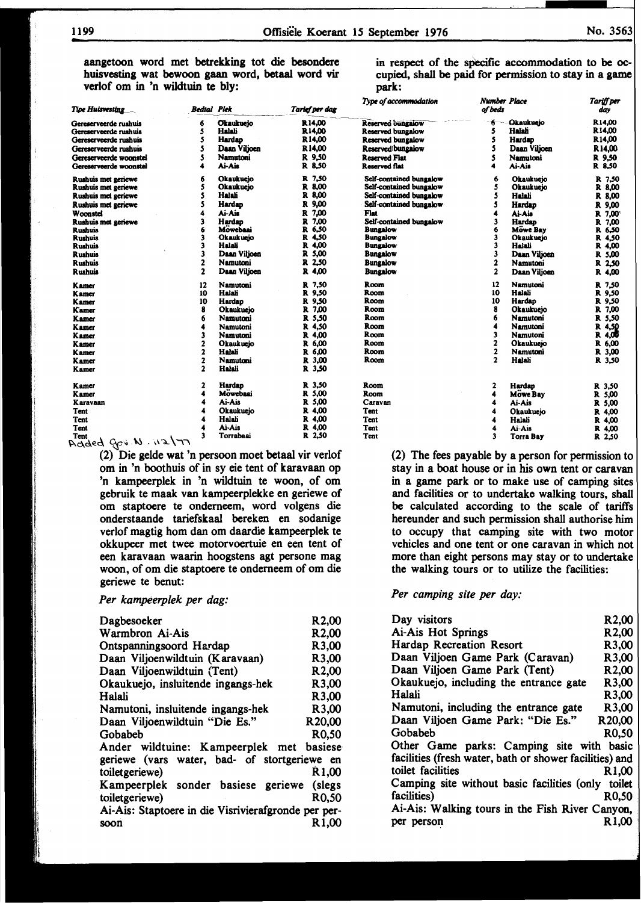aangetoon word met betrekking tot die besondere huisvesting wat bewoon gaan word, betaal word vir verlof om in 'n wildtuin te bly:

| Tipe Huisvesting | Bedtal | Plek | Tarief per dag |
|---|---|---|---|
| Gereserveerde rushuis | 6 | Okaukuejo | R14,00 |
| Gereserveerde rushuis | 5 | Halali | R14,00 |
| Gereserveerde rushuis | 5 | Hardap | R14,00 |
| Gereserveerde rushuis | 5 | Daan Viljoen | R14,00 |
| Gereserveerde woonstel | 5 | Namutoni | R 9,50 |
| Gereserveerde woonstel | 4 | Ai-Ais | R 8,50 |
| Rushuis met geriewe | 6 | Okaukuejo | R 7,50 |
| Rushuis met geriewe | 5 | Okaukuejo | R 8,00 |
| Rushuis met geriewe | 5 | Halali | R 8,00 |
| Rushuis met geriewe | 5 | Hardap | R 9,00 |
| Woonstel | 4 | Ai-Ais | R 7,00 |
| Rushuis met geriewe | 3 | Hardap | R 7,00 |
| Rushuis | 6 | Mowebaai | R 6,50 |
| Rushuis | 3 | Okaukuejo | R 4,50 |
| Rushuis | 3 | Halali | R 4,00 |
| Rushuis | 3 | Daan Viljoen | R 5,00 |
| Rushuis | 2 | Namutoni | R 2,50 |
| Rushuis | 2 | Daan Viljoen | R 4,00 |
| Kamer | 12 | Namutoni | R 7,50 |
| Kamer | 10 | Halali | R 9,50 |
| Kamer | 10 | Hardap | R 9,50 |
| Kamer | 8 | Okaukuejo | R 7,00 |
| Kamer | 6 | Namutoni | R 5,50 |
| Kamer | 4 | Namutoni | R 4,50 |
| Kamer | 3 | Namutoni | R 4,00 |
| Kamer | 2 | Okaukuejo | R 6,00 |
| Kamer | 2 | Halali | R 6,00 |
| Kamer | 2 | Namutoni | R 3,00 |
| Kamer | 2 | Halali | R 3,50 |
| Kamer | 2 | Hardap | R 3,50 |
| Kamer | 4 | Mowebaai | R 5,00 |
| Karavaan | 4 | Ai-Ais | R 5,00 |
| Tent | 4 | Okaukuejo | R 4,00 |
| Tent | 4 | Halali | R 4,00 |
| Tent | 4 | Ai-Ais | R 4,00 |
| Tent | 3 | Torrabaai | R 2,50 |

Added Gov. N. 112/77

(2) Die gelde wat 'n persoon moet betaal vir verlof om in 'n boothuis of in sy eie tent of karavaan op 'n kampeerplek in 'n wildtuin te woon, of om gebruik te maak van kampeerplekke en geriewe of om staptoere te onderneem, word volgens die onderstaande tariefskaal bereken en sodanige verlof magtig hom dan om daardie kampeerplek te okkupeer met twee motorvoertuie en een tent of een karavaan waarin hoogstens agt persone mag woon, of om die staptoere te onderneem of om die geriewe te benut:

*Per kampeerplek per dag:*

| | |
|---|---|
| Dagbesoeker | R2,00 |
| Warmbron Ai-Ais | R2,00 |
| Ontspanningsoord Hardap | R3,00 |
| Daan Viljoenwildtuin (Karavaan) | R3,00 |
| Daan Viljoenwildtuin (Tent) | R2,00 |
| Okaukuejo, insluitende ingangs-hek | R3,00 |
| Halali | R3,00 |
| Namutoni, insluitende ingangs-hek | R3,00 |
| Daan Viljoenwildtuin "Die Es." | R20,00 |
| Gobabeb | R0,50 |
| Ander wildtuine: Kampeerplek met basiese geriewe (vars water, bad- of stortgeriewe en toiletgeriewe) | R1,00 |
| Kampeerplek sonder basiese geriewe (slegs toiletgeriewe) | R0,50 |
| Ai-Ais: Staptoere in die Visrivierafgronde per persoon | R1,00 |

in respect of the specific accommodation to be occupied, shall be paid for permission to stay in a game park:

| Type of accommodation | Number of beds | Place | Tariff per day |
|---|---|---|---|
| Reserved bungalow | 6 | Okaukuejo | R14,00 |
| Reserved bungalow | 5 | Halali | R14,00 |
| Reserved bungalow | 5 | Hardap | R14,00 |
| Reserved bungalow | 5 | Daan Viljoen | R14,00 |
| Reserved Flat | 5 | Namutoni | R 9,50 |
| Reserved flat | 4 | Ai-Ais | R 8,50 |
| Self-contained bungalow | 6 | Okaukuejo | R 7,50 |
| Self-contained bungalow | 5 | Okaukuejo | R 8,00 |
| Self-contained bungalow | 5 | Halali | R 8,00 |
| Self-contained bungalow | 5 | Hardap | R 9,00 |
| Flat | 4 | Ai-Ais | R 7,00 |
| Self-contained bungalow | 3 | Hardap | R 7,00 |
| Bungalow | 6 | Mõwe Bay | R 6,50 |
| Bungalow | 3 | Okaukuejo | R 4,50 |
| Bungalow | 3 | Halali | R 4,00 |
| Bungalow | 3 | Daan Viljoen | R 5,00 |
| Bungalow | 2 | Namutoni | R 2,50 |
| Bungalow | 2 | Daan Viljoen | R 4,00 |
| Room | 12 | Namutoni | R 7,50 |
| Room | 10 | Halali | R 9,50 |
| Room | 10 | Hardap | R 9,50 |
| Room | 8 | Okaukuejo | R 7,00 |
| Room | 6 | Namutoni | R 5,50 |
| Room | 4 | Namutoni | R 4,50 |
| Room | 3 | Namutoni | R 4,00 |
| Room | 2 | Okaukuejo | R 6,00 |
| Room | 2 | Namutoni | R 3,00 |
| Room | 2 | Halali | R 3,50 |
| Room | 2 | Hardap | R 3,50 |
| Room | 4 | Mõwe Bay | R 5,00 |
| Caravan | 4 | Ai-Ais | R 5,00 |
| Tent | 4 | Okaukuejo | R 4,00 |
| Tent | 4 | Halali | R 4,00 |
| Tent | 4 | Ai-Ais | R 4,00 |
| Tent | 3 | Torra Bay | R 2,50 |

(2) The fees payable by a person for permission to stay in a boat house or in his own tent or caravan in a game park or to make use of camping sites and facilities or to undertake walking tours, shall be calculated according to the scale of tariffs hereunder and such permission shall authorise him to occupy that camping site with two motor vehicles and one tent or one caravan in which not more than eight persons may stay or to undertake the walking tours or to utilize the facilities:

*Per camping site per day:*

| | |
|---|---|
| Day visitors | R2,00 |
| Ai-Ais Hot Springs | R2,00 |
| Hardap Recreation Resort | R3,00 |
| Daan Viljoen Game Park (Caravan) | R3,00 |
| Daan Viljoen Game Park (Tent) | R2,00 |
| Okaukuejo, including the entrance gate | R3,00 |
| Halali | R3,00 |
| Namutoni, including the entrance gate | R3,00 |
| Daan Viljoen Game Park: "Die Es." | R20,00 |
| Gobabeb | R0,50 |
| Other Game parks: Camping site with basic facilities (fresh water, bath or shower facilities) and toilet facilities | R1,00 |
| Camping site without basic facilities (only toilet facilities) | R0,50 |
| Ai-Ais: Walking tours in the Fish River Canyon, per person | R1,00 |